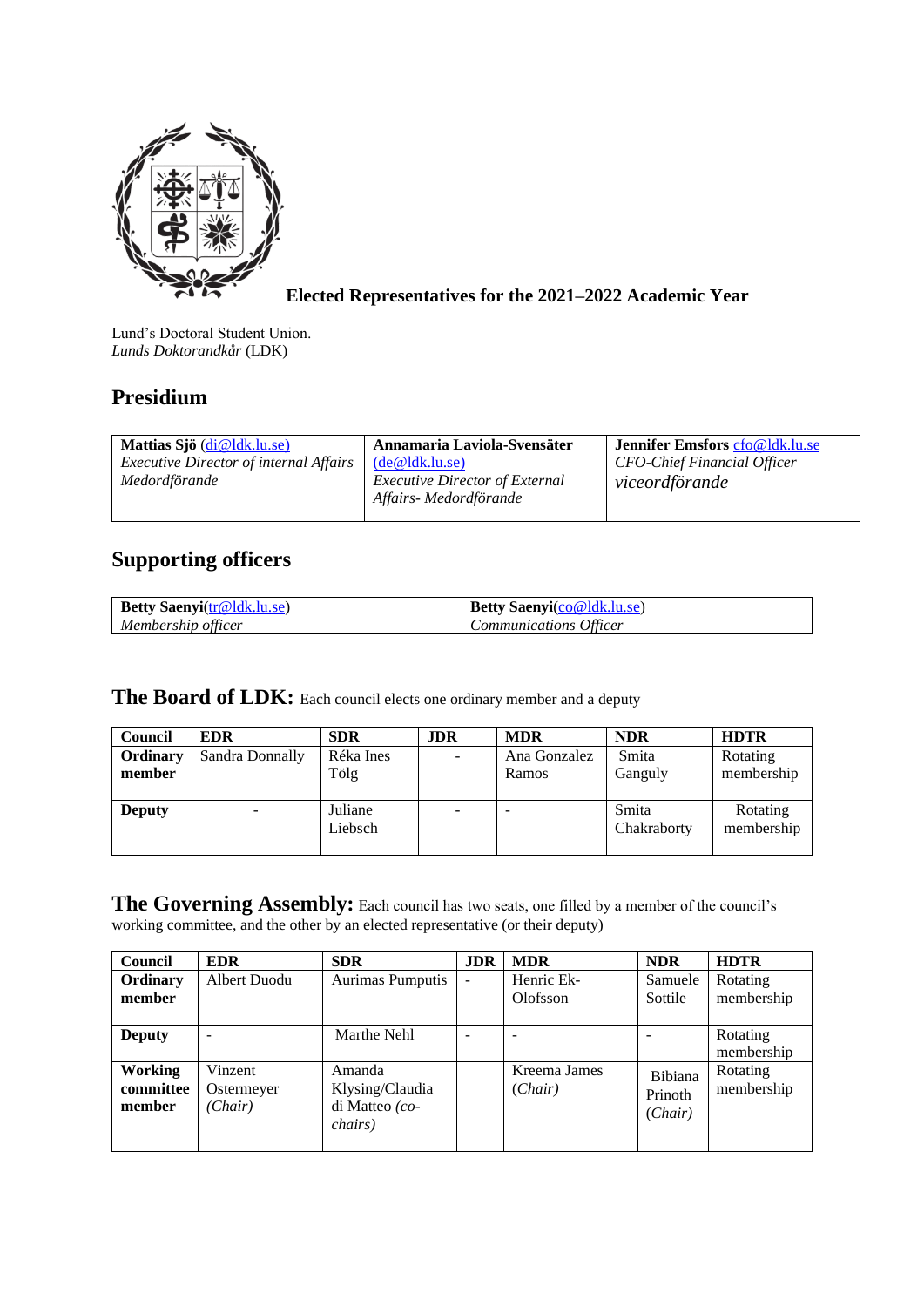**Elected Representatives for the 2021–2022 Academic Year**

Lund's Doctoral Student Union.
*Lunds Doktorandkår* (LDK)

## Presidium

| **Mattias Sjö** (di@ldk.lu.se) *Executive Director of internal Affairs* *Medordförande* | **Annamaria Laviola-Svensäter** (de@ldk.lu.se) *Executive Director of External Affairs- Medordförande* | **Jennifer Emsfors** cfo@ldk.lu.se *CFO-Chief Financial Officer* *viceordförande* |
|---|---|---|

## Supporting officers

| **Betty Saenyi**(tr@ldk.lu.se) *Membership officer* | **Betty Saenyi**(co@ldk.lu.se) *Communications Officer* |
|---|---|

## The Board of LDK: Each council elects one ordinary member and a deputy

| Council | EDR | SDR | JDR | MDR | NDR | HDTR |
|---|---|---|---|---|---|---|
| **Ordinary member** | Sandra Donnally | Réka Ines Tölg | - | Ana Gonzalez Ramos | Smita Ganguly | Rotating membership |
| **Deputy** | - | Juliane Liebsch | - | - | Smita Chakraborty | Rotating membership |

## The Governing Assembly: Each council has two seats, one filled by a member of the council's working committee, and the other by an elected representative (or their deputy)

| Council | EDR | SDR | JDR | MDR | NDR | HDTR |
|---|---|---|---|---|---|---|
| **Ordinary member** | Albert Duodu | Aurimas Pumputis | - | Henric Ek-Olofsson | Samuele Sottile | Rotating membership |
| **Deputy** | - | Marthe Nehl | - | - | - | Rotating membership |
| **Working committee member** | Vinzent Ostermeyer *(Chair)* | Amanda Klysing/Claudia di Matteo *(co-chairs)* | | Kreema James *(Chair)* | Bibiana Prinoth *(Chair)* | Rotating membership |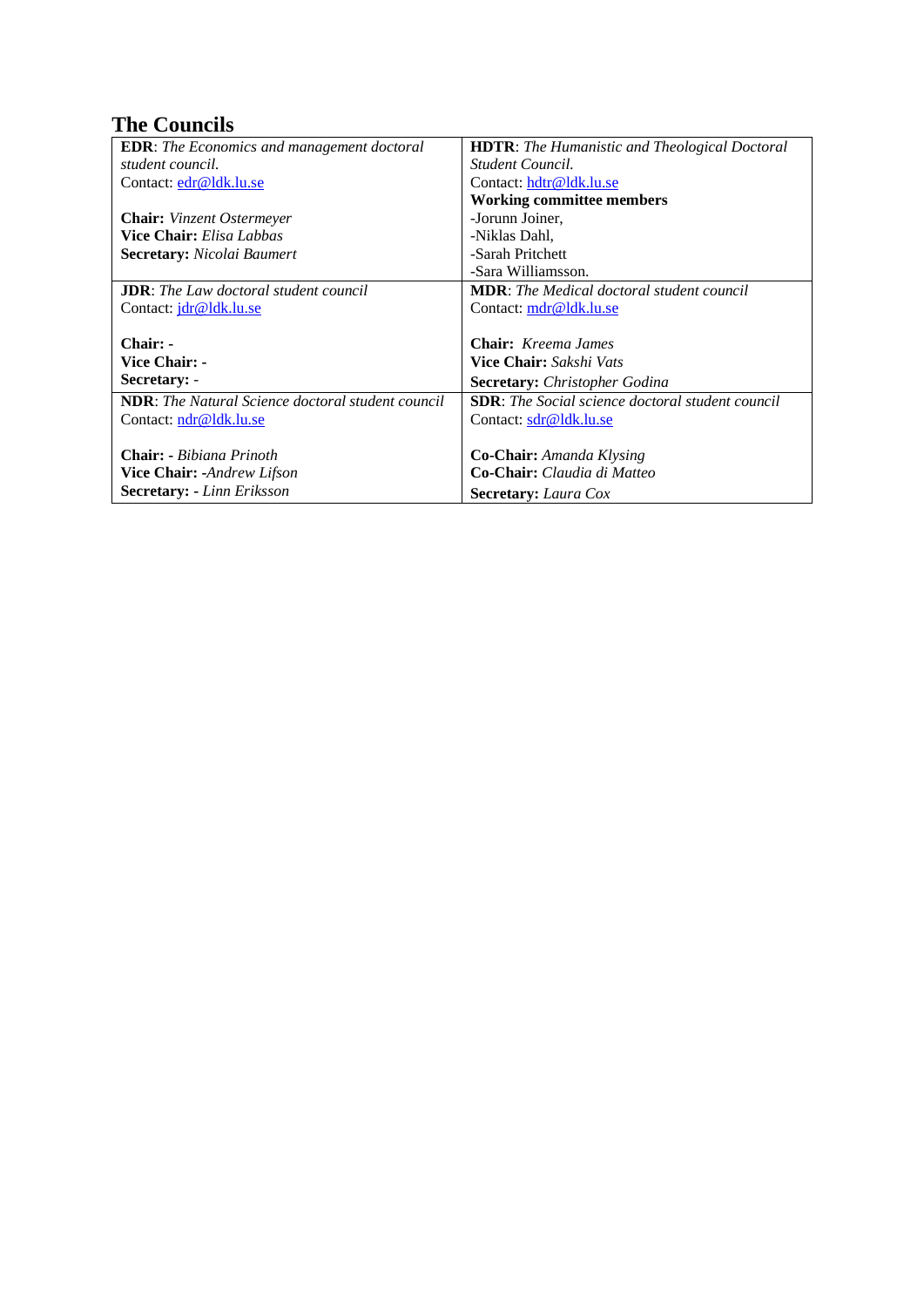## The Councils

| | |
|---|---|
| **EDR**: *The Economics and management doctoral student council.*<br>Contact: edr@ldk.lu.se<br><br>**Chair:** *Vinzent Ostermeyer*<br>**Vice Chair:** *Elisa Labbas*<br>**Secretary:** *Nicolai Baumert* | **HDTR**: *The Humanistic and Theological Doctoral Student Council.*<br>Contact: hdtr@ldk.lu.se<br>**Working committee members**<br>-Jorunn Joiner,<br>-Niklas Dahl,<br>-Sarah Pritchett<br>-Sara Williamsson. |
| **JDR**: *The Law doctoral student council*<br>Contact: jdr@ldk.lu.se<br><br>**Chair: -**<br>**Vice Chair: -**<br>**Secretary:** - | **MDR**: *The Medical doctoral student council*<br>Contact: mdr@ldk.lu.se<br><br>**Chair:** *Kreema James*<br>**Vice Chair:** *Sakshi Vats*<br>**Secretary:** *Christopher Godina* |
| **NDR**: *The Natural Science doctoral student council*<br>Contact: ndr@ldk.lu.se<br><br>**Chair: -** *Bibiana Prinoth*<br>**Vice Chair:** -*Andrew Lifson*<br>**Secretary: -** *Linn Eriksson* | **SDR**: *The Social science doctoral student council*<br>Contact: sdr@ldk.lu.se<br><br>**Co-Chair:** *Amanda Klysing*<br>**Co-Chair:** *Claudia di Matteo*<br>**Secretary:** *Laura Cox* |